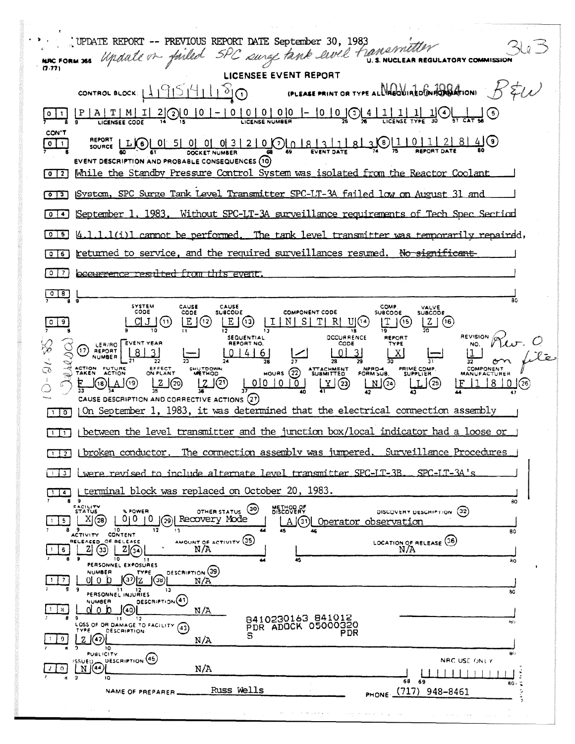UPDATE REPORT -- PREVIOUS REPORT DATE September 30, 1983

*Update on failed SPC surge tank level transmitter* 363

NRC FORM 366 (7-77)

U. S. NUCLEAR REGULATORY COMMISSION

## LICENSEE EVENT REPORT

CONTROL BLOCK: 1 9 5 4 1 1 8 (1) (PLEASE PRINT OR TYPE ALL REQUIRED INFORMATION) NOV 16 1984 *B&W*

| | | | | | | |
|---|---|---|---|---|---|---|
| 0 1 | P A T M I 2 (2) | 0 0 - 0 0 0 0 0 - 0 0 (3) | 4 1 1 1 1 (4) | (5) | | |
| | LICENSEE CODE | LICENSE NUMBER | LICENSE TYPE | CAT | | |

| | | | | | |
|---|---|---|---|---|---|
| CON'T 0 1 | REPORT SOURCE L (6) | 0 5 0 0 0 3 2 0 (7) | 0 8 3 1 8 3 (8) | 1 0 1 2 8 4 (9) | |
| | | DOCKET NUMBER | EVENT DATE | REPORT DATE | |

**EVENT DESCRIPTION AND PROBABLE CONSEQUENCES (10)**

0 2 While the Standby Pressure Control System was isolated from the Reactor Coolant

0 3 System, SPC Surge Tank Level Transmitter SPC-LT-3A failed low on August 31 and

0 4 September 1, 1983. Without SPC-LT-3A surveillance requirements of Tech Spec Section

0 5 4.1.1.1(i)1 cannot be performed. The tank level transmitter was temporarily repaired,

0 6 returned to service, and the required surveillances resumed. ~~No significant~~

0 7 ~~occurrence resulted from this event.~~

0 8

| SYSTEM CODE | CAUSE CODE | CAUSE SUBCODE | COMPONENT CODE | COMP. SUBCODE | VALVE SUBCODE |
|---|---|---|---|---|---|
| C J (11) | E (12) | E (13) | I N S T R U (14) | T (15) | Z (16) |

| (17) LER/RO REPORT NUMBER | EVENT YEAR | | SEQUENTIAL REPORT NO. | | OCCURRENCE CODE | REPORT TYPE | | REVISION NO. |
|---|---|---|---|---|---|---|---|---|
| | 8 3 | — | 0 4 6 | / | 0 3 | X | — | 1 |

*Rev. 0 on file*

*10-26-85 [illegible]*

| ACTION TAKEN | FUTURE ACTION | EFFECT ON PLANT | SHUTDOWN METHOD | HOURS (22) | ATTACHMENT SUBMITTED | NPRD-4 FORM SUB. | PRIME COMP. SUPPLIER | COMPONENT MANUFACTURER |
|---|---|---|---|---|---|---|---|---|
| F (18) | A (19) | Z (20) | Z (21) | 0 0 0 0 | Y (23) | N (24) | L (25) | F 1 8 0 (26) |

**CAUSE DESCRIPTION AND CORRECTIVE ACTIONS (27)**

1 0 On September 1, 1983, it was determined that the electrical connection assembly

1 1 between the level transmitter and the junction box/local indicator had a loose or

1 2 broken conductor. The connection assembly was jumpered. Surveillance Procedures

1 3 were revised to include alternate level transmitter SPC-LT-3B. SPC-LT-3A's

1 4 terminal block was replaced on October 20, 1983.

| | FACILITY STATUS | % POWER | OTHER STATUS (30) | METHOD OF DISCOVERY | DISCOVERY DESCRIPTION (32) |
|---|---|---|---|---|---|
| 1 5 | X (28) | 0 0 0 (29) | Recovery Mode | A (31) | Operator observation |

| | ACTIVITY RELEASED OF RELEASE | CONTENT | AMOUNT OF ACTIVITY (35) | LOCATION OF RELEASE (36) |
|---|---|---|---|---|
| 1 6 | Z (33) | Z (34) | N/A | N/A |

| | PERSONNEL EXPOSURES NUMBER | TYPE | DESCRIPTION (39) |
|---|---|---|---|
| 1 7 | 0 0 0 (37) | Z (38) | N/A |

| | PERSONNEL INJURIES NUMBER | DESCRIPTION (41) |
|---|---|---|
| 1 8 | 0 0 0 (40) | N/A |

8410230163 841012
PDR ADOCK 05000320
S PDR

| | LOSS OF OR DAMAGE TO FACILITY (43) TYPE | DESCRIPTION |
|---|---|---|
| 1 9 | Z (42) | N/A |

| | PUBLICITY ISSUED | DESCRIPTION (45) | NRC USE ONLY |
|---|---|---|---|
| 2 0 | N (44) | N/A | |

NAME OF PREPARER Russ Wells PHONE (717) 948-8461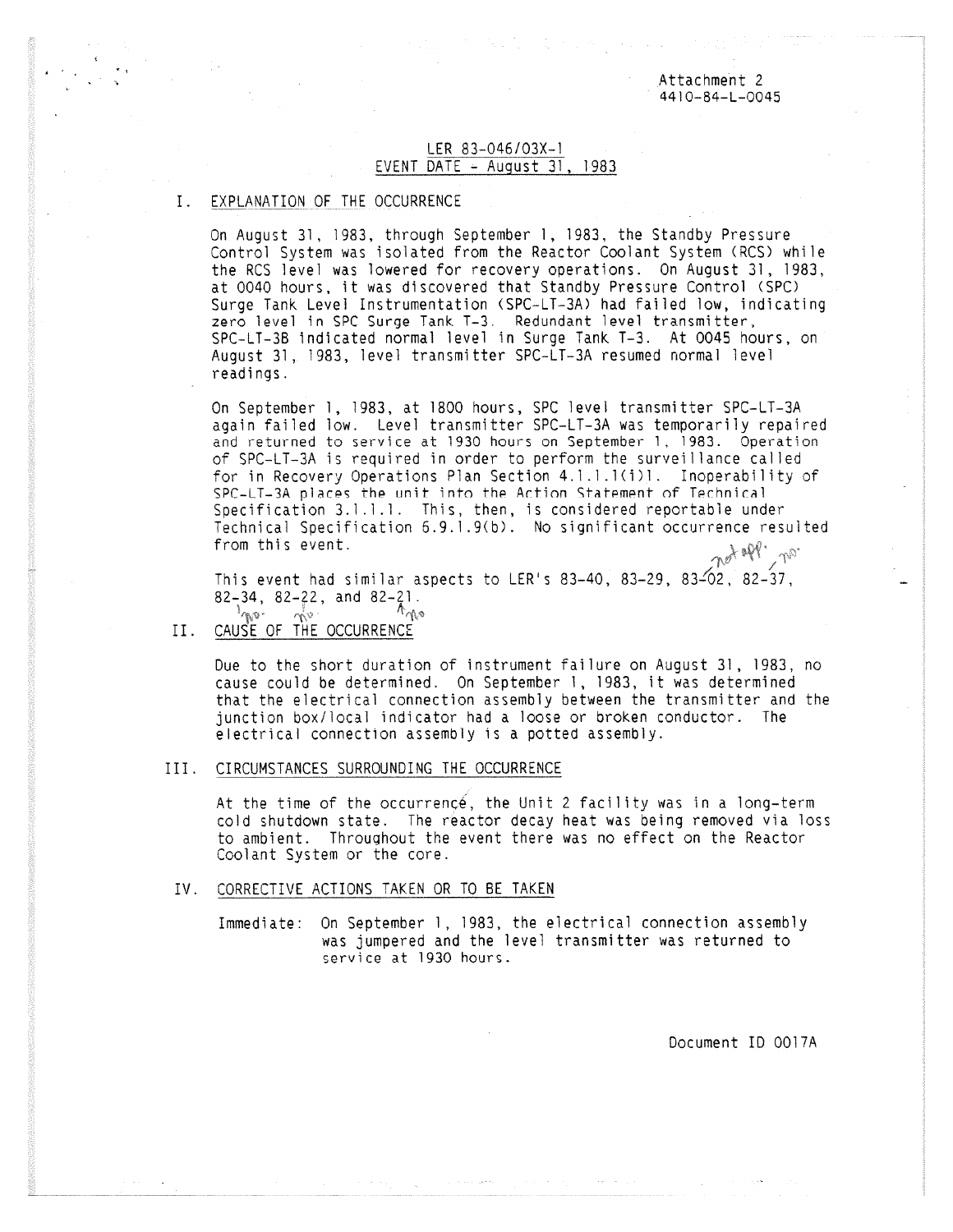Attachment 2
4410-84-L-0045

LER 83-046/03X-1
EVENT DATE - August 31, 1983

## I. EXPLANATION OF THE OCCURRENCE

On August 31, 1983, through September 1, 1983, the Standby Pressure Control System was isolated from the Reactor Coolant System (RCS) while the RCS level was lowered for recovery operations. On August 31, 1983, at 0040 hours, it was discovered that Standby Pressure Control (SPC) Surge Tank Level Instrumentation (SPC-LT-3A) had failed low, indicating zero level in SPC Surge Tank T-3. Redundant level transmitter, SPC-LT-3B indicated normal level in Surge Tank T-3. At 0045 hours, on August 31, 1983, level transmitter SPC-LT-3A resumed normal level readings.

On September 1, 1983, at 1800 hours, SPC level transmitter SPC-LT-3A again failed low. Level transmitter SPC-LT-3A was temporarily repaired and returned to service at 1930 hours on September 1, 1983. Operation of SPC-LT-3A is required in order to perform the surveillance called for in Recovery Operations Plan Section 4.1.1.1(i)1. Inoperability of SPC-LT-3A places the unit into the Action Statement of Technical Specification 3.1.1.1. This, then, is considered reportable under Technical Specification 6.9.1.9(b). No significant occurrence resulted from this event.

This event had similar aspects to LER's 83-40, 83-29, 83-02, 82-37, 82-34, 82-22, and 82-21.

## II. CAUSE OF THE OCCURRENCE

Due to the short duration of instrument failure on August 31, 1983, no cause could be determined. On September 1, 1983, it was determined that the electrical connection assembly between the transmitter and the junction box/local indicator had a loose or broken conductor. The electrical connection assembly is a potted assembly.

## III. CIRCUMSTANCES SURROUNDING THE OCCURRENCE

At the time of the occurrence, the Unit 2 facility was in a long-term cold shutdown state. The reactor decay heat was being removed via loss to ambient. Throughout the event there was no effect on the Reactor Coolant System or the core.

## IV. CORRECTIVE ACTIONS TAKEN OR TO BE TAKEN

Immediate: On September 1, 1983, the electrical connection assembly was jumpered and the level transmitter was returned to service at 1930 hours.

Document ID 0017A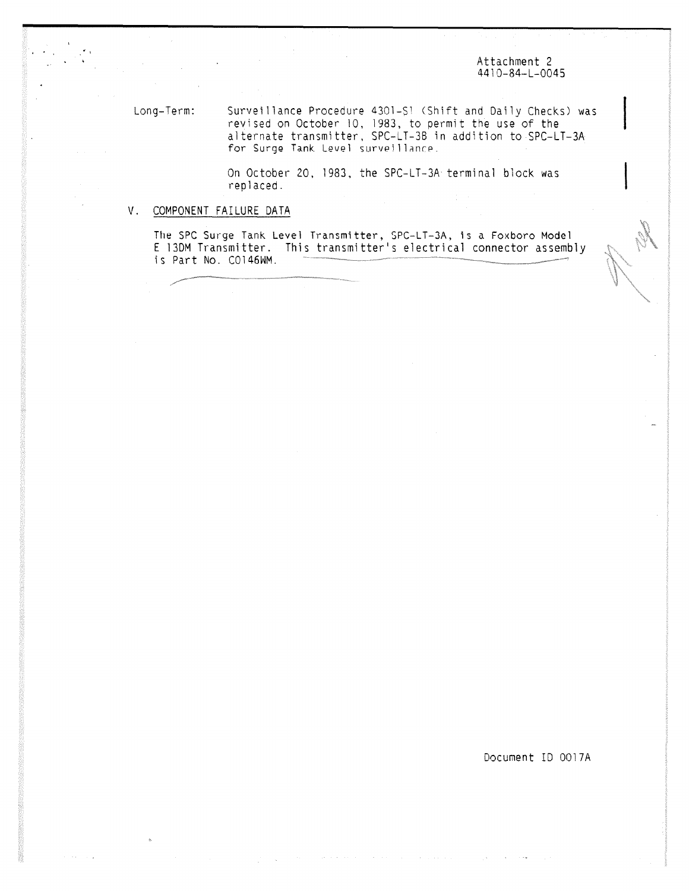Attachment 2
4410-84-L-0045

Long-Term: Surveillance Procedure 4301-S1 (Shift and Daily Checks) was revised on October 10, 1983, to permit the use of the alternate transmitter, SPC-LT-3B in addition to SPC-LT-3A for Surge Tank Level surveillance.

On October 20, 1983, the SPC-LT-3A terminal block was replaced.

## V. COMPONENT FAILURE DATA

The SPC Surge Tank Level Transmitter, SPC-LT-3A, is a Foxboro Model E 13DM Transmitter. This transmitter's electrical connector assembly is Part No. C0146WM.

Document ID 0017A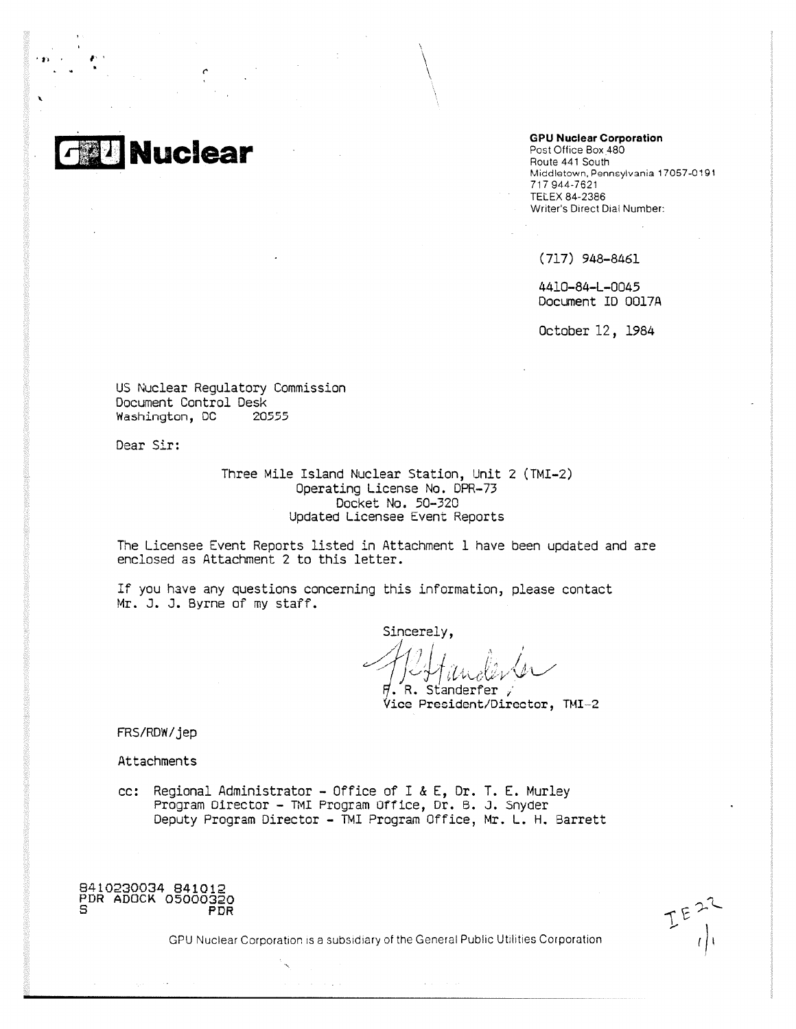# GPU Nuclear

**GPU Nuclear Corporation**
Post Office Box 480
Route 441 South
Middletown, Pennsylvania 17057-0191
717 944-7621
TELEX 84-2386
Writer's Direct Dial Number:

(717) 948-8461

4410-84-L-0045
Document ID 0017A

October 12, 1984

US Nuclear Regulatory Commission
Document Control Desk
Washington, DC 20555

Dear Sir:

Three Mile Island Nuclear Station, Unit 2 (TMI-2)
Operating License No. DPR-73
Docket No. 50-320
Updated Licensee Event Reports

The Licensee Event Reports listed in Attachment 1 have been updated and are enclosed as Attachment 2 to this letter.

If you have any questions concerning this information, please contact Mr. J. J. Byrne of my staff.

Sincerely,

F. R. Standerfer
Vice President/Director, TMI-2

FRS/RDW/jep

Attachments

cc: Regional Administrator - Office of I & E, Dr. T. E. Murley
Program Director - TMI Program Office, Dr. B. J. Snyder
Deputy Program Director - TMI Program Office, Mr. L. H. Barrett

8410230034 841012
PDR ADOCK 05000320
S PDR

IE22
1/1

GPU Nuclear Corporation is a subsidiary of the General Public Utilities Corporation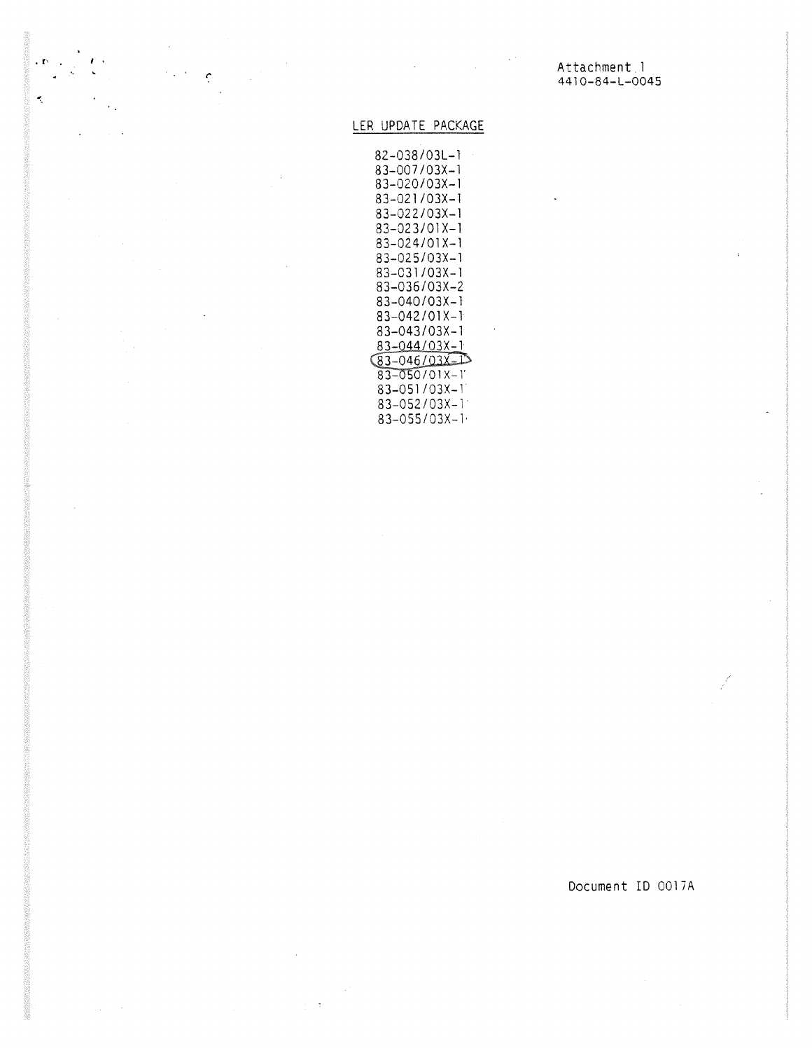Attachment 1
4410-84-L-0045

## LER UPDATE PACKAGE

82-038/03L-1
83-007/03X-1
83-020/03X-1
83-021/03X-1
83-022/03X-1
83-023/01X-1
83-024/01X-1
83-025/03X-1
83-031/03X-1
83-036/03X-2
83-040/03X-1
83-042/01X-1
83-043/03X-1
83-044/03X-1
83-046/03X-1
83-050/01X-1
83-051/03X-1
83-052/03X-1
83-055/03X-1

Document ID 0017A